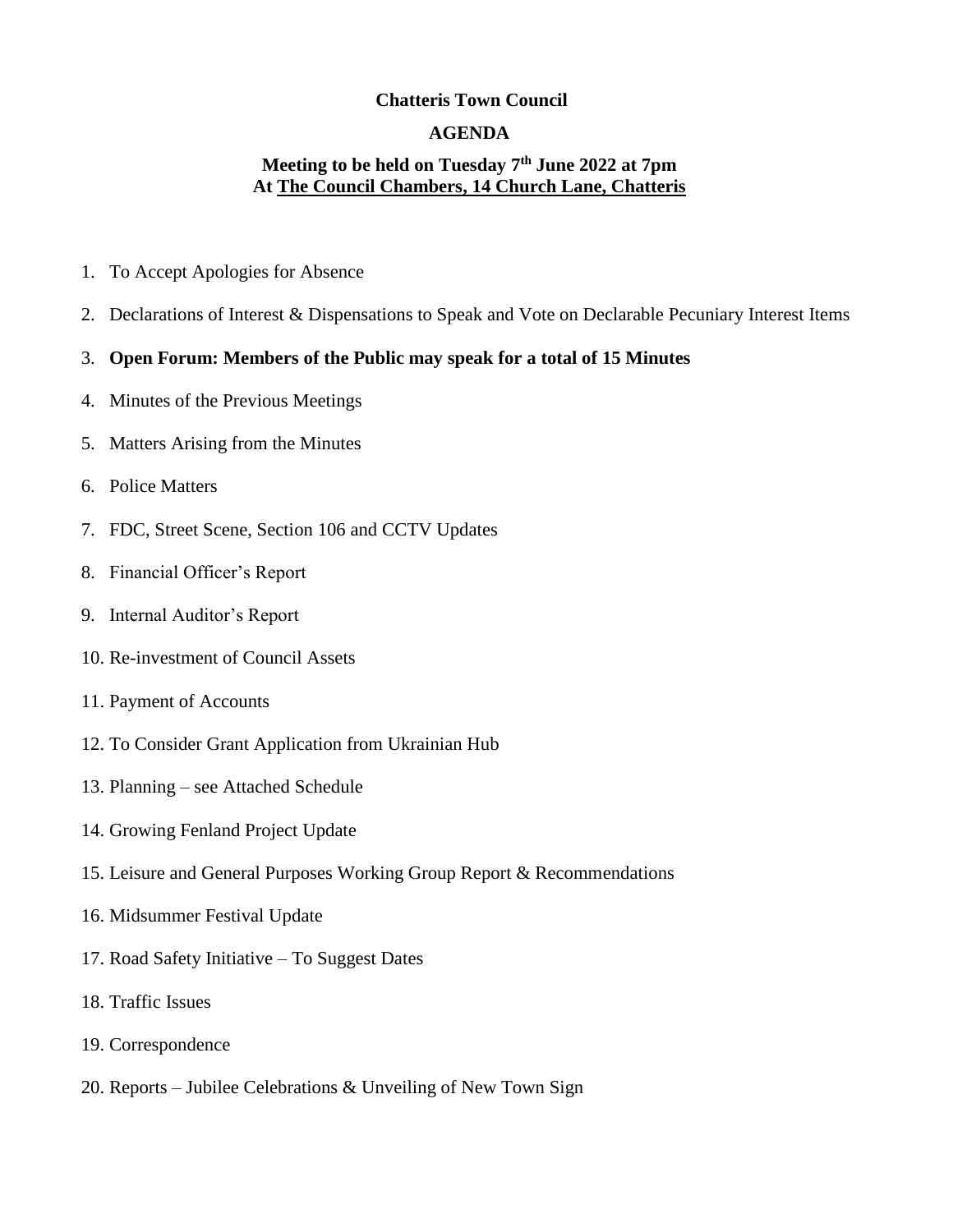**Chatteris Town Council**

**AGENDA**

**Meeting to be held on Tuesday 7th June 2022 at 7pm**
**At The Council Chambers, 14 Church Lane, Chatteris**

1. To Accept Apologies for Absence
2. Declarations of Interest & Dispensations to Speak and Vote on Declarable Pecuniary Interest Items
3. **Open Forum: Members of the Public may speak for a total of 15 Minutes**
4. Minutes of the Previous Meetings
5. Matters Arising from the Minutes
6. Police Matters
7. FDC, Street Scene, Section 106 and CCTV Updates
8. Financial Officer's Report
9. Internal Auditor's Report
10. Re-investment of Council Assets
11. Payment of Accounts
12. To Consider Grant Application from Ukrainian Hub
13. Planning – see Attached Schedule
14. Growing Fenland Project Update
15. Leisure and General Purposes Working Group Report & Recommendations
16. Midsummer Festival Update
17. Road Safety Initiative – To Suggest Dates
18. Traffic Issues
19. Correspondence
20. Reports – Jubilee Celebrations & Unveiling of New Town Sign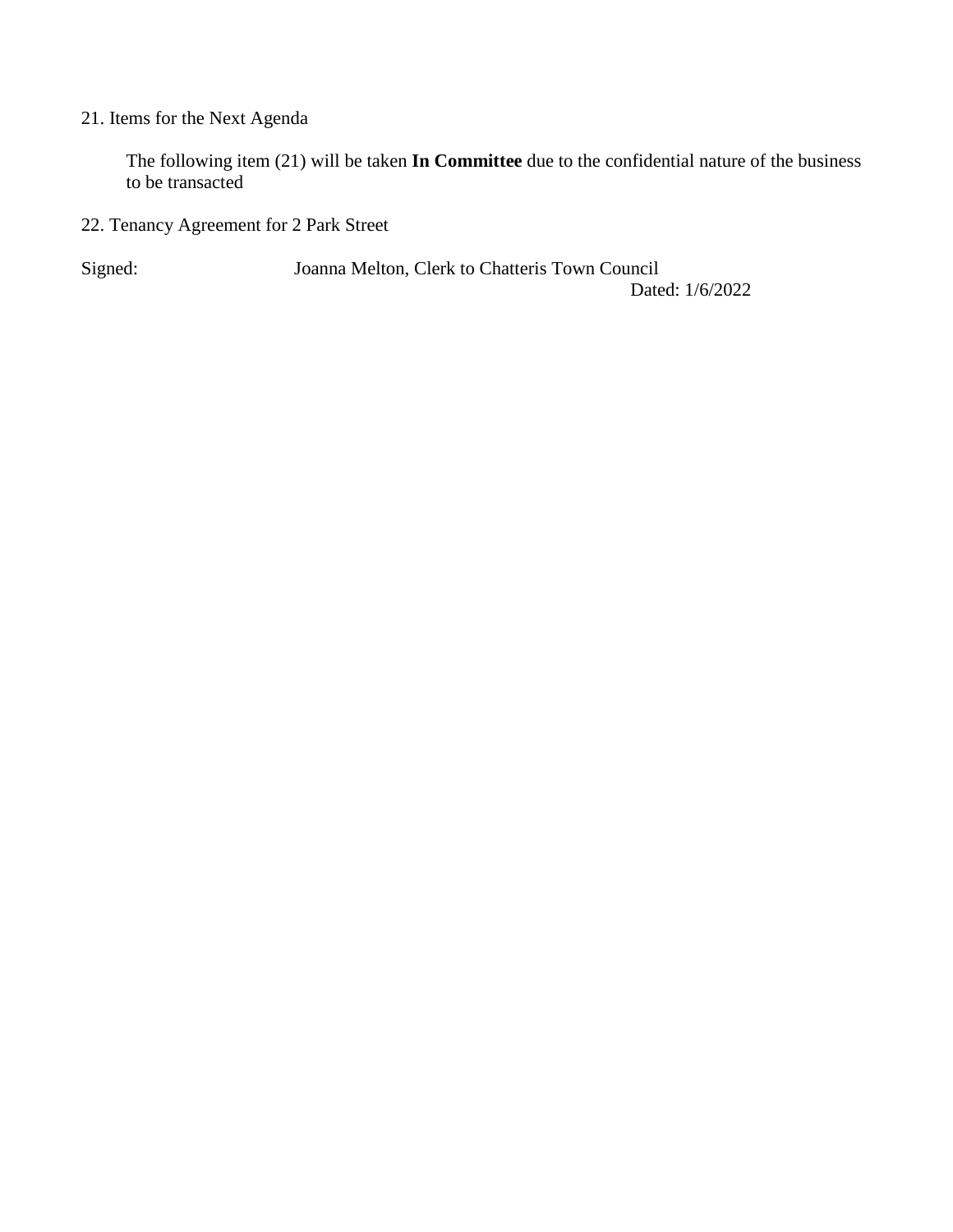21. Items for the Next Agenda

The following item (21) will be taken **In Committee** due to the confidential nature of the business to be transacted

22. Tenancy Agreement for 2 Park Street

Signed: Joanna Melton, Clerk to Chatteris Town Council

Dated: 1/6/2022